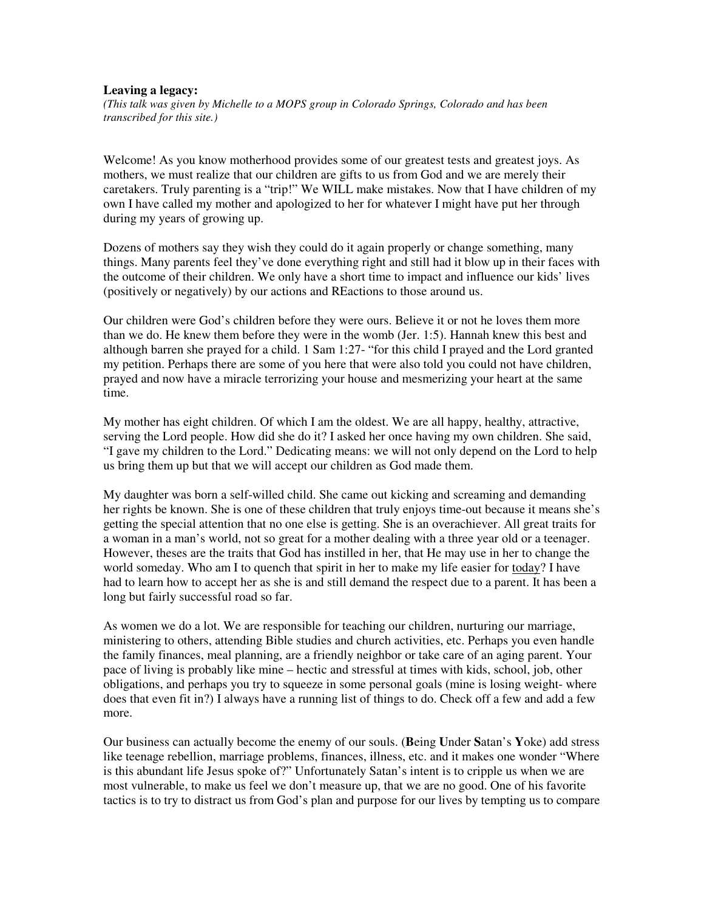**Leaving a legacy:**

*(This talk was given by Michelle to a MOPS group in Colorado Springs, Colorado and has been transcribed for this site.)*

Welcome! As you know motherhood provides some of our greatest tests and greatest joys. As mothers, we must realize that our children are gifts to us from God and we are merely their caretakers. Truly parenting is a "trip!" We WILL make mistakes. Now that I have children of my own I have called my mother and apologized to her for whatever I might have put her through during my years of growing up.

Dozens of mothers say they wish they could do it again properly or change something, many things. Many parents feel they've done everything right and still had it blow up in their faces with the outcome of their children. We only have a short time to impact and influence our kids' lives (positively or negatively) by our actions and REactions to those around us.

Our children were God's children before they were ours. Believe it or not he loves them more than we do. He knew them before they were in the womb (Jer. 1:5). Hannah knew this best and although barren she prayed for a child. 1 Sam 1:27- "for this child I prayed and the Lord granted my petition. Perhaps there are some of you here that were also told you could not have children, prayed and now have a miracle terrorizing your house and mesmerizing your heart at the same time.

My mother has eight children. Of which I am the oldest. We are all happy, healthy, attractive, serving the Lord people. How did she do it? I asked her once having my own children. She said, "I gave my children to the Lord." Dedicating means: we will not only depend on the Lord to help us bring them up but that we will accept our children as God made them.

My daughter was born a self-willed child. She came out kicking and screaming and demanding her rights be known. She is one of these children that truly enjoys time-out because it means she's getting the special attention that no one else is getting. She is an overachiever. All great traits for a woman in a man's world, not so great for a mother dealing with a three year old or a teenager. However, theses are the traits that God has instilled in her, that He may use in her to change the world someday. Who am I to quench that spirit in her to make my life easier for <u>today</u>? I have had to learn how to accept her as she is and still demand the respect due to a parent. It has been a long but fairly successful road so far.

As women we do a lot. We are responsible for teaching our children, nurturing our marriage, ministering to others, attending Bible studies and church activities, etc. Perhaps you even handle the family finances, meal planning, are a friendly neighbor or take care of an aging parent. Your pace of living is probably like mine – hectic and stressful at times with kids, school, job, other obligations, and perhaps you try to squeeze in some personal goals (mine is losing weight- where does that even fit in?) I always have a running list of things to do. Check off a few and add a few more.

Our business can actually become the enemy of our souls. (**B**eing **U**nder **S**atan's **Y**oke) add stress like teenage rebellion, marriage problems, finances, illness, etc. and it makes one wonder "Where is this abundant life Jesus spoke of?" Unfortunately Satan's intent is to cripple us when we are most vulnerable, to make us feel we don't measure up, that we are no good. One of his favorite tactics is to try to distract us from God's plan and purpose for our lives by tempting us to compare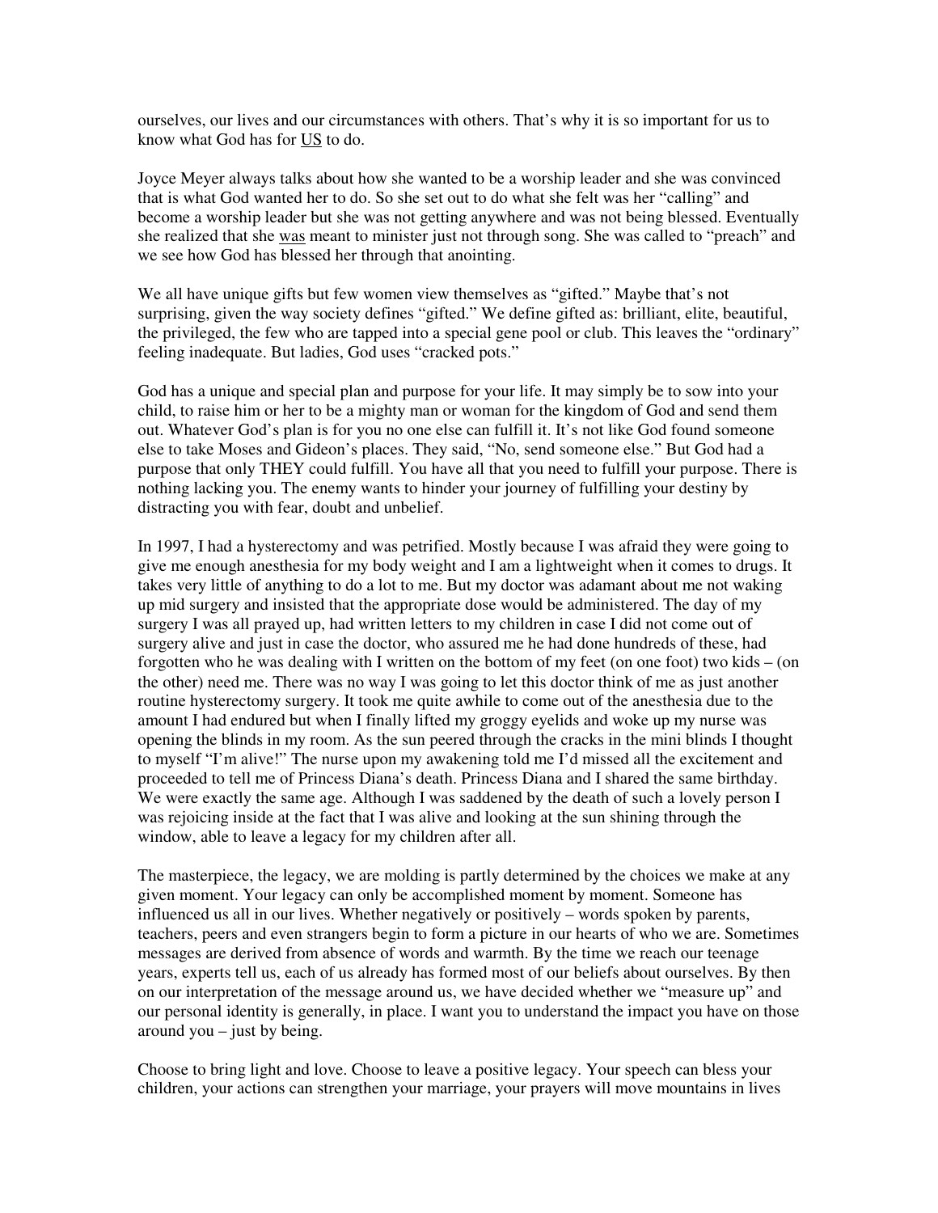ourselves, our lives and our circumstances with others. That's why it is so important for us to know what God has for <u>US</u> to do.

Joyce Meyer always talks about how she wanted to be a worship leader and she was convinced that is what God wanted her to do. So she set out to do what she felt was her "calling" and become a worship leader but she was not getting anywhere and was not being blessed. Eventually she realized that she <u>was</u> meant to minister just not through song. She was called to "preach" and we see how God has blessed her through that anointing.

We all have unique gifts but few women view themselves as "gifted." Maybe that's not surprising, given the way society defines "gifted." We define gifted as: brilliant, elite, beautiful, the privileged, the few who are tapped into a special gene pool or club. This leaves the "ordinary" feeling inadequate. But ladies, God uses "cracked pots."

God has a unique and special plan and purpose for your life. It may simply be to sow into your child, to raise him or her to be a mighty man or woman for the kingdom of God and send them out. Whatever God's plan is for you no one else can fulfill it. It's not like God found someone else to take Moses and Gideon's places. They said, "No, send someone else." But God had a purpose that only THEY could fulfill. You have all that you need to fulfill your purpose. There is nothing lacking you. The enemy wants to hinder your journey of fulfilling your destiny by distracting you with fear, doubt and unbelief.

In 1997, I had a hysterectomy and was petrified. Mostly because I was afraid they were going to give me enough anesthesia for my body weight and I am a lightweight when it comes to drugs. It takes very little of anything to do a lot to me. But my doctor was adamant about me not waking up mid surgery and insisted that the appropriate dose would be administered. The day of my surgery I was all prayed up, had written letters to my children in case I did not come out of surgery alive and just in case the doctor, who assured me he had done hundreds of these, had forgotten who he was dealing with I written on the bottom of my feet (on one foot) two kids – (on the other) need me. There was no way I was going to let this doctor think of me as just another routine hysterectomy surgery. It took me quite awhile to come out of the anesthesia due to the amount I had endured but when I finally lifted my groggy eyelids and woke up my nurse was opening the blinds in my room. As the sun peered through the cracks in the mini blinds I thought to myself "I'm alive!" The nurse upon my awakening told me I'd missed all the excitement and proceeded to tell me of Princess Diana's death. Princess Diana and I shared the same birthday. We were exactly the same age. Although I was saddened by the death of such a lovely person I was rejoicing inside at the fact that I was alive and looking at the sun shining through the window, able to leave a legacy for my children after all.

The masterpiece, the legacy, we are molding is partly determined by the choices we make at any given moment. Your legacy can only be accomplished moment by moment. Someone has influenced us all in our lives. Whether negatively or positively – words spoken by parents, teachers, peers and even strangers begin to form a picture in our hearts of who we are. Sometimes messages are derived from absence of words and warmth. By the time we reach our teenage years, experts tell us, each of us already has formed most of our beliefs about ourselves. By then on our interpretation of the message around us, we have decided whether we "measure up" and our personal identity is generally, in place. I want you to understand the impact you have on those around you – just by being.

Choose to bring light and love. Choose to leave a positive legacy. Your speech can bless your children, your actions can strengthen your marriage, your prayers will move mountains in lives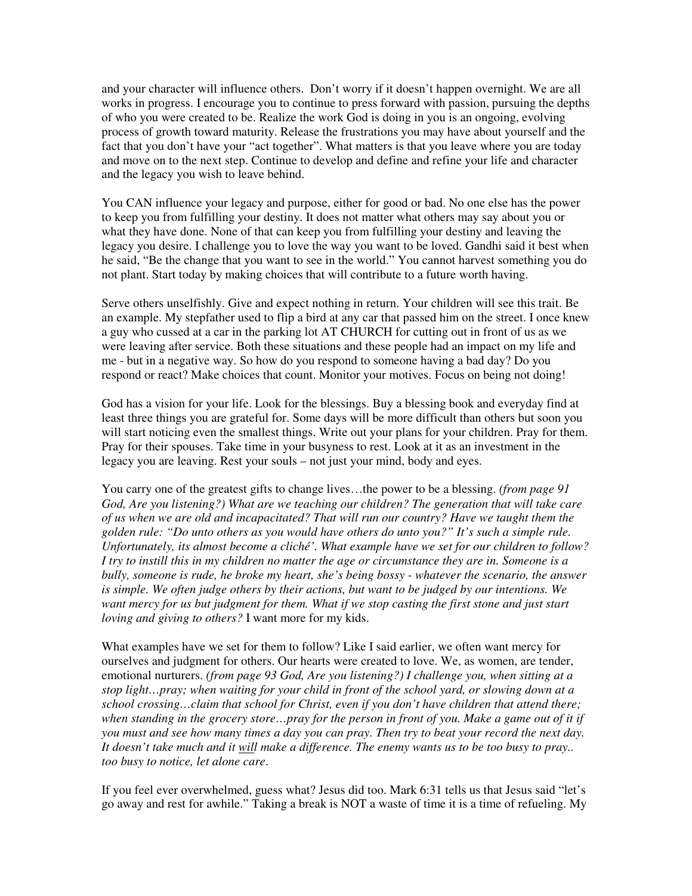and your character will influence others.  Don't worry if it doesn't happen overnight. We are all works in progress. I encourage you to continue to press forward with passion, pursuing the depths of who you were created to be. Realize the work God is doing in you is an ongoing, evolving process of growth toward maturity. Release the frustrations you may have about yourself and the fact that you don't have your "act together". What matters is that you leave where you are today and move on to the next step. Continue to develop and define and refine your life and character and the legacy you wish to leave behind.

You CAN influence your legacy and purpose, either for good or bad. No one else has the power to keep you from fulfilling your destiny. It does not matter what others may say about you or what they have done. None of that can keep you from fulfilling your destiny and leaving the legacy you desire. I challenge you to love the way you want to be loved. Gandhi said it best when he said, "Be the change that you want to see in the world." You cannot harvest something you do not plant. Start today by making choices that will contribute to a future worth having.

Serve others unselfishly. Give and expect nothing in return. Your children will see this trait. Be an example. My stepfather used to flip a bird at any car that passed him on the street. I once knew a guy who cussed at a car in the parking lot AT CHURCH for cutting out in front of us as we were leaving after service. Both these situations and these people had an impact on my life and me - but in a negative way. So how do you respond to someone having a bad day? Do you respond or react? Make choices that count. Monitor your motives. Focus on being not doing!

God has a vision for your life. Look for the blessings. Buy a blessing book and everyday find at least three things you are grateful for. Some days will be more difficult than others but soon you will start noticing even the smallest things. Write out your plans for your children. Pray for them. Pray for their spouses. Take time in your busyness to rest. Look at it as an investment in the legacy you are leaving. Rest your souls – not just your mind, body and eyes.

You carry one of the greatest gifts to change lives…the power to be a blessing. *(from page 91 God, Are you listening?) What are we teaching our children? The generation that will take care of us when we are old and incapacitated? That will run our country? Have we taught them the golden rule: "Do unto others as you would have others do unto you?" It's such a simple rule. Unfortunately, its almost become a cliché'. What example have we set for our children to follow? I try to instill this in my children no matter the age or circumstance they are in. Someone is a bully, someone is rude, he broke my heart, she's being bossy - whatever the scenario, the answer is simple. We often judge others by their actions, but want to be judged by our intentions. We want mercy for us but judgment for them. What if we stop casting the first stone and just start loving and giving to others?* I want more for my kids.

What examples have we set for them to follow? Like I said earlier, we often want mercy for ourselves and judgment for others. Our hearts were created to love. We, as women, are tender, emotional nurturers. *(from page 93 God, Are you listening?) I challenge you, when sitting at a stop light…pray; when waiting for your child in front of the school yard, or slowing down at a school crossing…claim that school for Christ, even if you don't have children that attend there; when standing in the grocery store…pray for the person in front of you. Make a game out of it if you must and see how many times a day you can pray. Then try to beat your record the next day. It doesn't take much and it <u>will</u> make a difference. The enemy wants us to be too busy to pray.. too busy to notice, let alone care*.

If you feel ever overwhelmed, guess what? Jesus did too. Mark 6:31 tells us that Jesus said "let's go away and rest for awhile." Taking a break is NOT a waste of time it is a time of refueling. My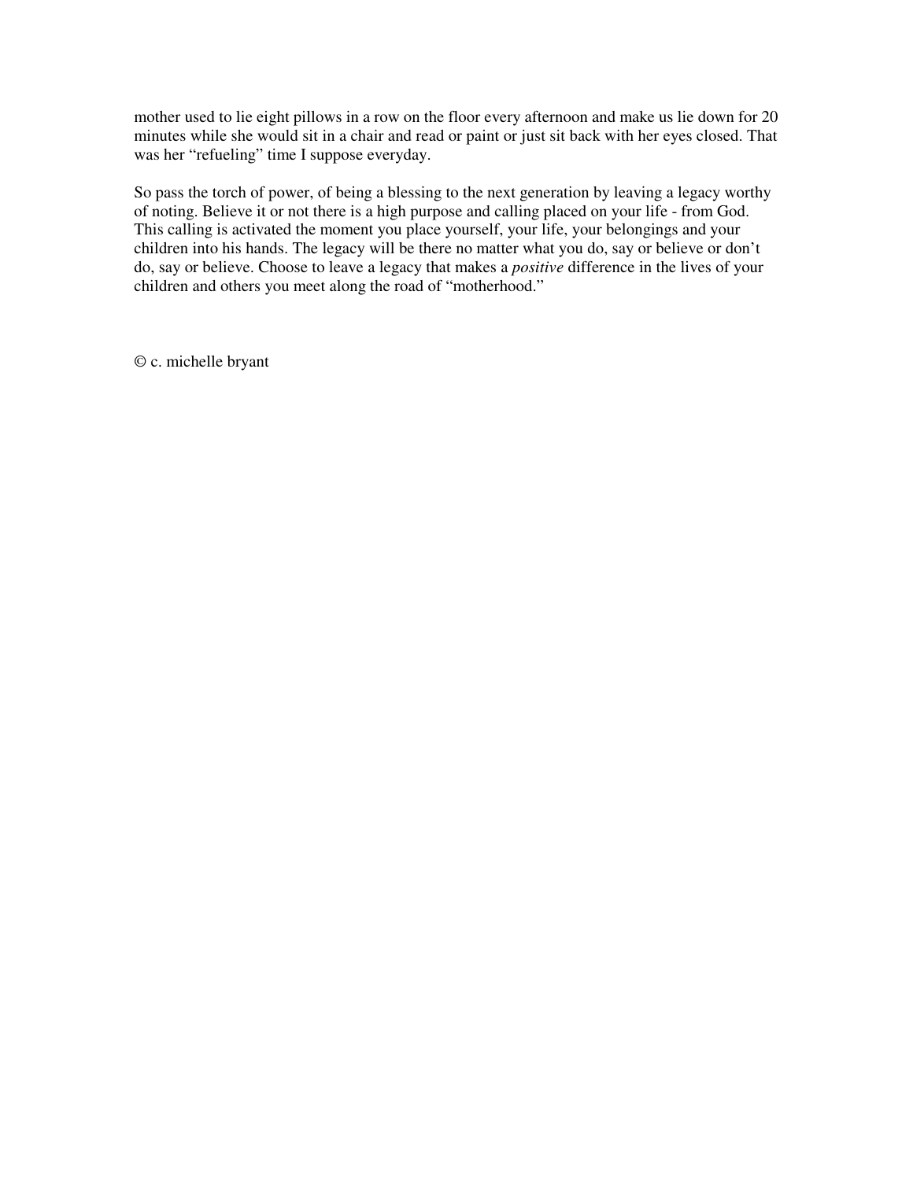mother used to lie eight pillows in a row on the floor every afternoon and make us lie down for 20 minutes while she would sit in a chair and read or paint or just sit back with her eyes closed. That was her "refueling" time I suppose everyday.

So pass the torch of power, of being a blessing to the next generation by leaving a legacy worthy of noting. Believe it or not there is a high purpose and calling placed on your life - from God. This calling is activated the moment you place yourself, your life, your belongings and your children into his hands. The legacy will be there no matter what you do, say or believe or don't do, say or believe. Choose to leave a legacy that makes a *positive* difference in the lives of your children and others you meet along the road of "motherhood."

© c. michelle bryant